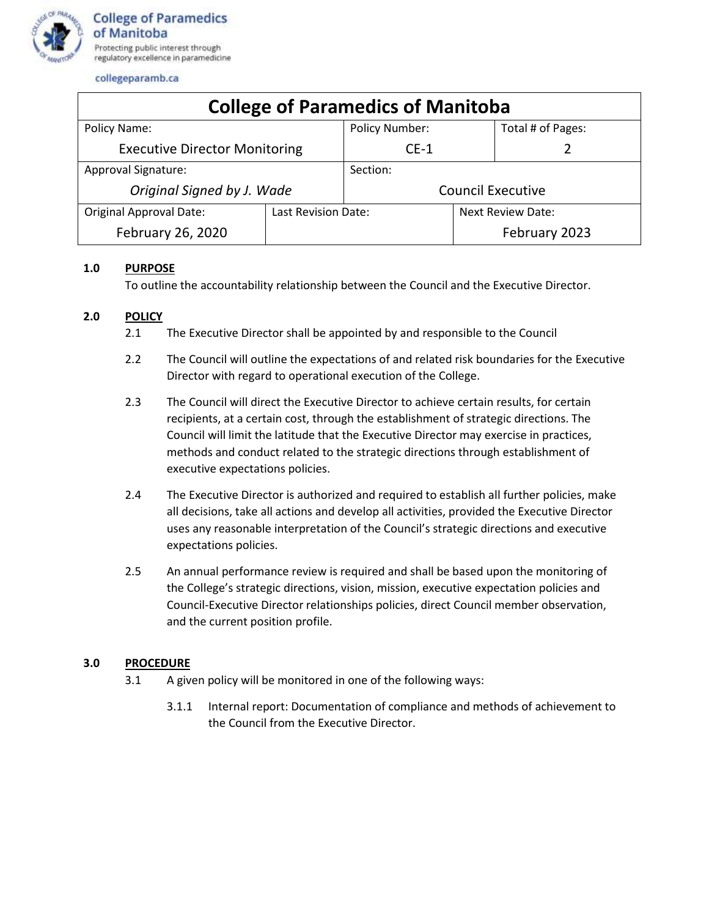**College of Paramedics of Manitoba**
Protecting public interest through regulatory excellence in paramedicine

collegeparamb.ca

| College of Paramedics of Manitoba | | | |
|---|---|---|---|
| Policy Name: Executive Director Monitoring | | Policy Number: CE-1 | Total # of Pages: 2 |
| Approval Signature: *Original Signed by J. Wade* | | Section: Council Executive | |
| Original Approval Date: February 26, 2020 | Last Revision Date: | | Next Review Date: February 2023 |

**1.0 PURPOSE**

To outline the accountability relationship between the Council and the Executive Director.

**2.0 POLICY**

2.1 The Executive Director shall be appointed by and responsible to the Council

2.2 The Council will outline the expectations of and related risk boundaries for the Executive Director with regard to operational execution of the College.

2.3 The Council will direct the Executive Director to achieve certain results, for certain recipients, at a certain cost, through the establishment of strategic directions. The Council will limit the latitude that the Executive Director may exercise in practices, methods and conduct related to the strategic directions through establishment of executive expectations policies.

2.4 The Executive Director is authorized and required to establish all further policies, make all decisions, take all actions and develop all activities, provided the Executive Director uses any reasonable interpretation of the Council's strategic directions and executive expectations policies.

2.5 An annual performance review is required and shall be based upon the monitoring of the College's strategic directions, vision, mission, executive expectation policies and Council-Executive Director relationships policies, direct Council member observation, and the current position profile.

**3.0 PROCEDURE**

3.1 A given policy will be monitored in one of the following ways:

3.1.1 Internal report: Documentation of compliance and methods of achievement to the Council from the Executive Director.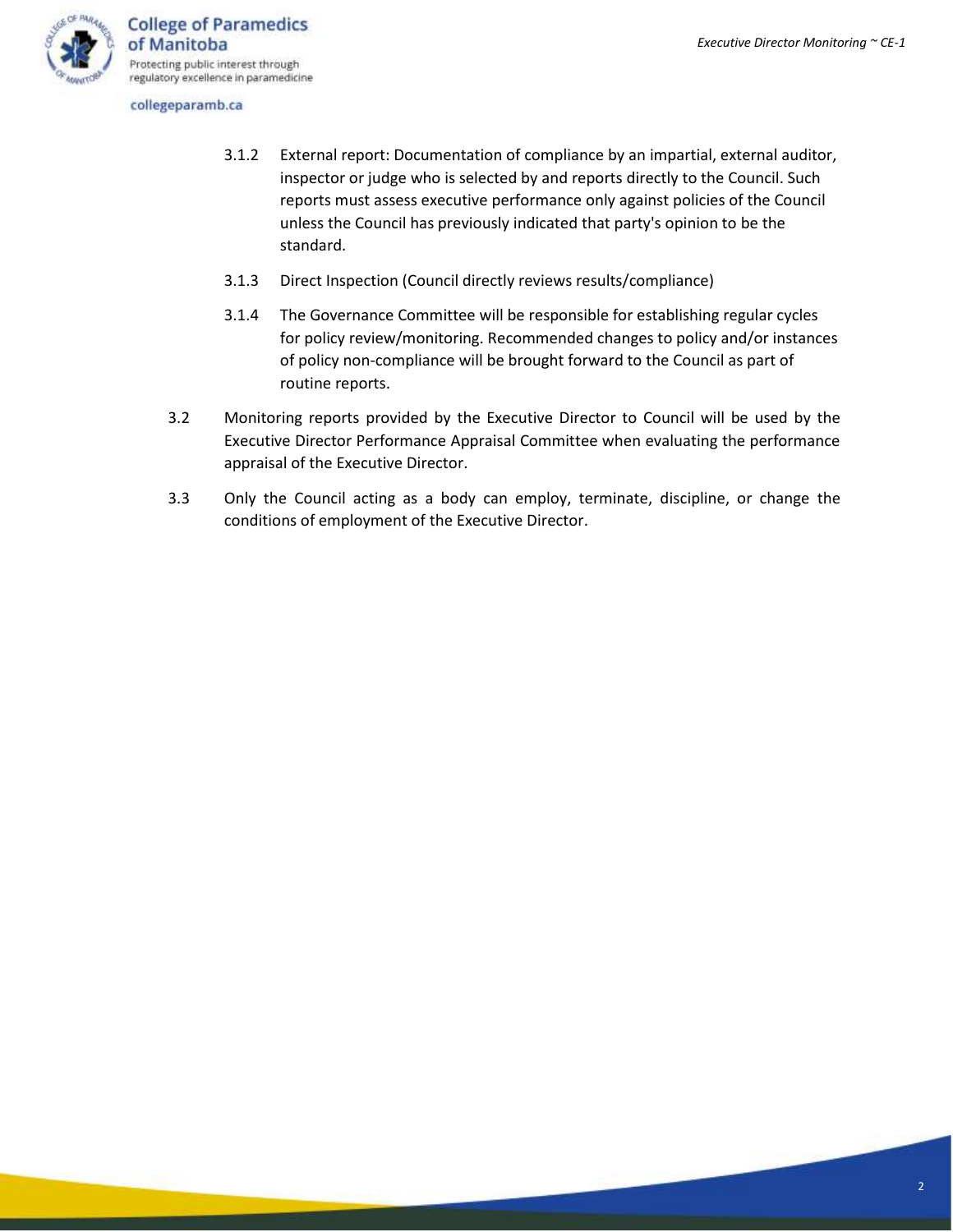3.1.2 External report: Documentation of compliance by an impartial, external auditor, inspector or judge who is selected by and reports directly to the Council. Such reports must assess executive performance only against policies of the Council unless the Council has previously indicated that party's opinion to be the standard.

3.1.3 Direct Inspection (Council directly reviews results/compliance)

3.1.4 The Governance Committee will be responsible for establishing regular cycles for policy review/monitoring. Recommended changes to policy and/or instances of policy non-compliance will be brought forward to the Council as part of routine reports.

3.2 Monitoring reports provided by the Executive Director to Council will be used by the Executive Director Performance Appraisal Committee when evaluating the performance appraisal of the Executive Director.

3.3 Only the Council acting as a body can employ, terminate, discipline, or change the conditions of employment of the Executive Director.